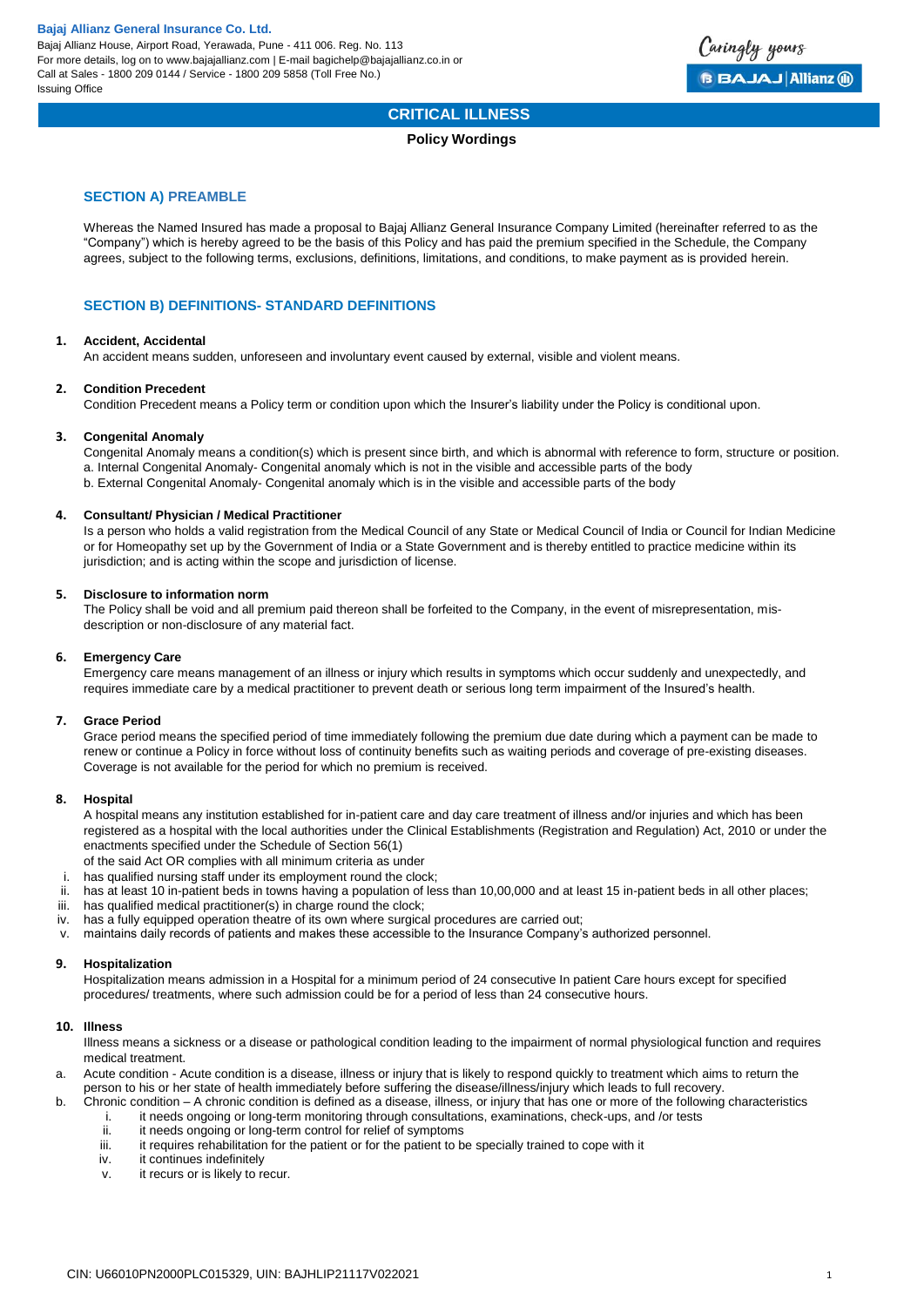**Bajaj Allianz General Insurance Co. Ltd.**
Bajaj Allianz House, Airport Road, Yerawada, Pune - 411 006. Reg. No. 113
For more details, log on to www.bajajallianz.com | E-mail bagichelp@bajajallianz.co.in or
Call at Sales - 1800 209 0144 / Service - 1800 209 5858 (Toll Free No.)
Issuing Office

# CRITICAL ILLNESS

**Policy Wordings**

## SECTION A) PREAMBLE

Whereas the Named Insured has made a proposal to Bajaj Allianz General Insurance Company Limited (hereinafter referred to as the "Company") which is hereby agreed to be the basis of this Policy and has paid the premium specified in the Schedule, the Company agrees, subject to the following terms, exclusions, definitions, limitations, and conditions, to make payment as is provided herein.

## SECTION B) DEFINITIONS- STANDARD DEFINITIONS

**1. Accident, Accidental**
An accident means sudden, unforeseen and involuntary event caused by external, visible and violent means.

**2. Condition Precedent**
Condition Precedent means a Policy term or condition upon which the Insurer's liability under the Policy is conditional upon.

**3. Congenital Anomaly**
Congenital Anomaly means a condition(s) which is present since birth, and which is abnormal with reference to form, structure or position.
a. Internal Congenital Anomaly- Congenital anomaly which is not in the visible and accessible parts of the body
b. External Congenital Anomaly- Congenital anomaly which is in the visible and accessible parts of the body

**4. Consultant/ Physician / Medical Practitioner**
Is a person who holds a valid registration from the Medical Council of any State or Medical Council of India or Council for Indian Medicine or for Homeopathy set up by the Government of India or a State Government and is thereby entitled to practice medicine within its jurisdiction; and is acting within the scope and jurisdiction of license.

**5. Disclosure to information norm**
The Policy shall be void and all premium paid thereon shall be forfeited to the Company, in the event of misrepresentation, mis-description or non-disclosure of any material fact.

**6. Emergency Care**
Emergency care means management of an illness or injury which results in symptoms which occur suddenly and unexpectedly, and requires immediate care by a medical practitioner to prevent death or serious long term impairment of the Insured's health.

**7. Grace Period**
Grace period means the specified period of time immediately following the premium due date during which a payment can be made to renew or continue a Policy in force without loss of continuity benefits such as waiting periods and coverage of pre-existing diseases. Coverage is not available for the period for which no premium is received.

**8. Hospital**
A hospital means any institution established for in-patient care and day care treatment of illness and/or injuries and which has been registered as a hospital with the local authorities under the Clinical Establishments (Registration and Regulation) Act, 2010 or under the enactments specified under the Schedule of Section 56(1)
of the said Act OR complies with all minimum criteria as under

i. has qualified nursing staff under its employment round the clock;
ii. has at least 10 in-patient beds in towns having a population of less than 10,00,000 and at least 15 in-patient beds in all other places;
iii. has qualified medical practitioner(s) in charge round the clock;
iv. has a fully equipped operation theatre of its own where surgical procedures are carried out;
v. maintains daily records of patients and makes these accessible to the Insurance Company's authorized personnel.

**9. Hospitalization**
Hospitalization means admission in a Hospital for a minimum period of 24 consecutive In patient Care hours except for specified procedures/ treatments, where such admission could be for a period of less than 24 consecutive hours.

**10. Illness**
Illness means a sickness or a disease or pathological condition leading to the impairment of normal physiological function and requires medical treatment.

a. Acute condition - Acute condition is a disease, illness or injury that is likely to respond quickly to treatment which aims to return the person to his or her state of health immediately before suffering the disease/illness/injury which leads to full recovery.
b. Chronic condition – A chronic condition is defined as a disease, illness, or injury that has one or more of the following characteristics
    i. it needs ongoing or long-term monitoring through consultations, examinations, check-ups, and /or tests
    ii. it needs ongoing or long-term control for relief of symptoms
    iii. it requires rehabilitation for the patient or for the patient to be specially trained to cope with it
    iv. it continues indefinitely
    v. it recurs or is likely to recur.

CIN: U66010PN2000PLC015329, UIN: BAJHLIP21117V022021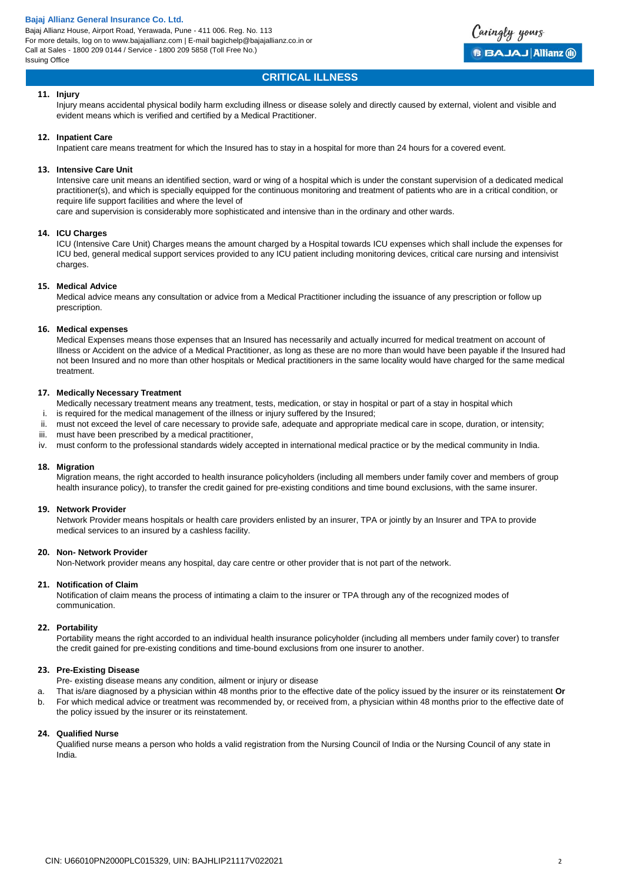## CRITICAL ILLNESS

**11. Injury**

Injury means accidental physical bodily harm excluding illness or disease solely and directly caused by external, violent and visible and evident means which is verified and certified by a Medical Practitioner.

**12. Inpatient Care**

Inpatient care means treatment for which the Insured has to stay in a hospital for more than 24 hours for a covered event.

**13. Intensive Care Unit**

Intensive care unit means an identified section, ward or wing of a hospital which is under the constant supervision of a dedicated medical practitioner(s), and which is specially equipped for the continuous monitoring and treatment of patients who are in a critical condition, or require life support facilities and where the level of care and supervision is considerably more sophisticated and intensive than in the ordinary and other wards.

**14. ICU Charges**

ICU (Intensive Care Unit) Charges means the amount charged by a Hospital towards ICU expenses which shall include the expenses for ICU bed, general medical support services provided to any ICU patient including monitoring devices, critical care nursing and intensivist charges.

**15. Medical Advice**

Medical advice means any consultation or advice from a Medical Practitioner including the issuance of any prescription or follow up prescription.

**16. Medical expenses**

Medical Expenses means those expenses that an Insured has necessarily and actually incurred for medical treatment on account of Illness or Accident on the advice of a Medical Practitioner, as long as these are no more than would have been payable if the Insured had not been Insured and no more than other hospitals or Medical practitioners in the same locality would have charged for the same medical treatment.

**17. Medically Necessary Treatment**

Medically necessary treatment means any treatment, tests, medication, or stay in hospital or part of a stay in hospital which

i. is required for the medical management of the illness or injury suffered by the Insured;
ii. must not exceed the level of care necessary to provide safe, adequate and appropriate medical care in scope, duration, or intensity;
iii. must have been prescribed by a medical practitioner,
iv. must conform to the professional standards widely accepted in international medical practice or by the medical community in India.

**18. Migration**

Migration means, the right accorded to health insurance policyholders (including all members under family cover and members of group health insurance policy), to transfer the credit gained for pre-existing conditions and time bound exclusions, with the same insurer.

**19. Network Provider**

Network Provider means hospitals or health care providers enlisted by an insurer, TPA or jointly by an Insurer and TPA to provide medical services to an insured by a cashless facility.

**20. Non- Network Provider**

Non-Network provider means any hospital, day care centre or other provider that is not part of the network.

**21. Notification of Claim**

Notification of claim means the process of intimating a claim to the insurer or TPA through any of the recognized modes of communication.

**22. Portability**

Portability means the right accorded to an individual health insurance policyholder (including all members under family cover) to transfer the credit gained for pre-existing conditions and time-bound exclusions from one insurer to another.

**23. Pre-Existing Disease**

Pre- existing disease means any condition, ailment or injury or disease

a. That is/are diagnosed by a physician within 48 months prior to the effective date of the policy issued by the insurer or its reinstatement **Or**
b. For which medical advice or treatment was recommended by, or received from, a physician within 48 months prior to the effective date of the policy issued by the insurer or its reinstatement.

**24. Qualified Nurse**

Qualified nurse means a person who holds a valid registration from the Nursing Council of India or the Nursing Council of any state in India.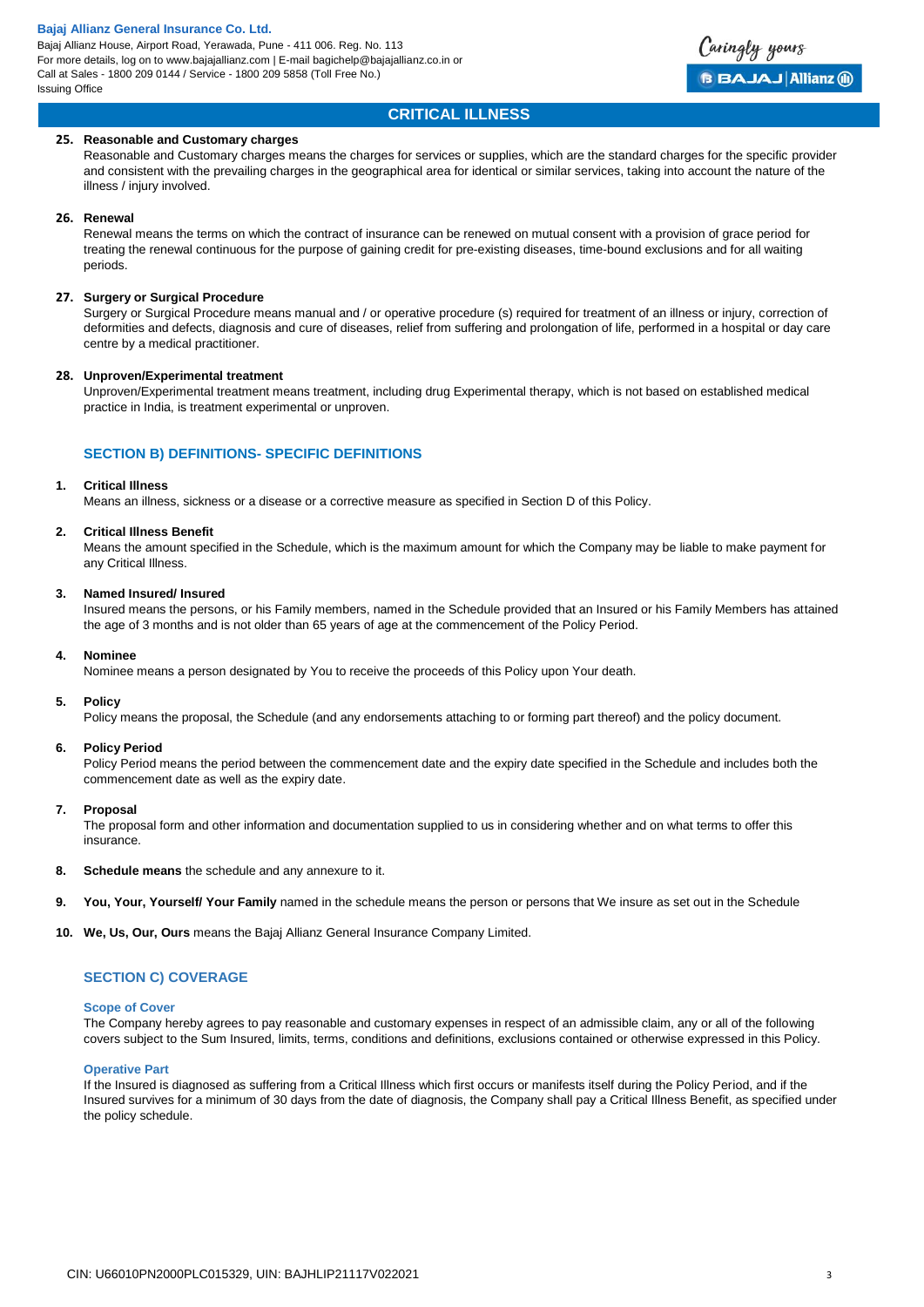**25. Reasonable and Customary charges**

Reasonable and Customary charges means the charges for services or supplies, which are the standard charges for the specific provider and consistent with the prevailing charges in the geographical area for identical or similar services, taking into account the nature of the illness / injury involved.

**26. Renewal**

Renewal means the terms on which the contract of insurance can be renewed on mutual consent with a provision of grace period for treating the renewal continuous for the purpose of gaining credit for pre-existing diseases, time-bound exclusions and for all waiting periods.

**27. Surgery or Surgical Procedure**

Surgery or Surgical Procedure means manual and / or operative procedure (s) required for treatment of an illness or injury, correction of deformities and defects, diagnosis and cure of diseases, relief from suffering and prolongation of life, performed in a hospital or day care centre by a medical practitioner.

**28. Unproven/Experimental treatment**

Unproven/Experimental treatment means treatment, including drug Experimental therapy, which is not based on established medical practice in India, is treatment experimental or unproven.

## SECTION B) DEFINITIONS- SPECIFIC DEFINITIONS

**1. Critical Illness**

Means an illness, sickness or a disease or a corrective measure as specified in Section D of this Policy.

**2. Critical Illness Benefit**

Means the amount specified in the Schedule, which is the maximum amount for which the Company may be liable to make payment for any Critical Illness.

**3. Named Insured/ Insured**

Insured means the persons, or his Family members, named in the Schedule provided that an Insured or his Family Members has attained the age of 3 months and is not older than 65 years of age at the commencement of the Policy Period.

**4. Nominee**

Nominee means a person designated by You to receive the proceeds of this Policy upon Your death.

**5. Policy**

Policy means the proposal, the Schedule (and any endorsements attaching to or forming part thereof) and the policy document.

**6. Policy Period**

Policy Period means the period between the commencement date and the expiry date specified in the Schedule and includes both the commencement date as well as the expiry date.

**7. Proposal**

The proposal form and other information and documentation supplied to us in considering whether and on what terms to offer this insurance.

**8. Schedule means** the schedule and any annexure to it.

**9. You, Your, Yourself/ Your Family** named in the schedule means the person or persons that We insure as set out in the Schedule

**10. We, Us, Our, Ours** means the Bajaj Allianz General Insurance Company Limited.

## SECTION C) COVERAGE

### Scope of Cover

The Company hereby agrees to pay reasonable and customary expenses in respect of an admissible claim, any or all of the following covers subject to the Sum Insured, limits, terms, conditions and definitions, exclusions contained or otherwise expressed in this Policy.

### Operative Part

If the Insured is diagnosed as suffering from a Critical Illness which first occurs or manifests itself during the Policy Period, and if the Insured survives for a minimum of 30 days from the date of diagnosis, the Company shall pay a Critical Illness Benefit, as specified under the policy schedule.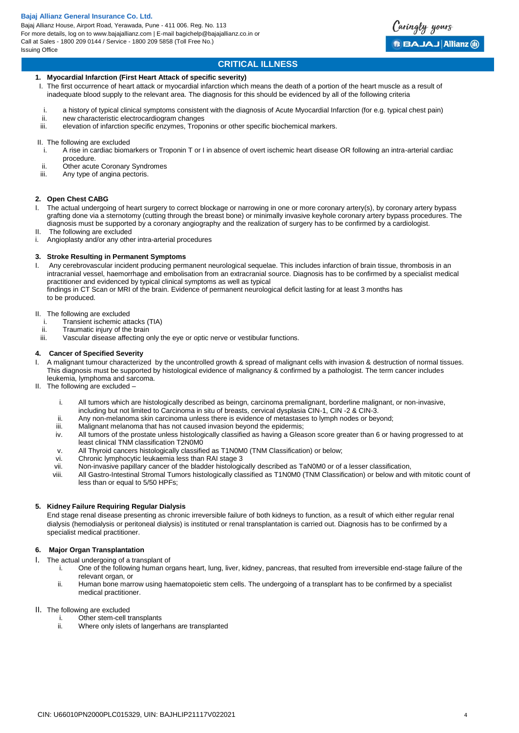## CRITICAL ILLNESS

**1. Myocardial Infarction (First Heart Attack of specific severity)**

I. The first occurrence of heart attack or myocardial infarction which means the death of a portion of the heart muscle as a result of inadequate blood supply to the relevant area. The diagnosis for this should be evidenced by all of the following criteria

   i. a history of typical clinical symptoms consistent with the diagnosis of Acute Myocardial Infarction (for e.g. typical chest pain)
   ii. new characteristic electrocardiogram changes
   iii. elevation of infarction specific enzymes, Troponins or other specific biochemical markers.

II. The following are excluded

   i. A rise in cardiac biomarkers or Troponin T or I in absence of overt ischemic heart disease OR following an intra-arterial cardiac procedure.
   ii. Other acute Coronary Syndromes
   iii. Any type of angina pectoris.

**2. Open Chest CABG**

I. The actual undergoing of heart surgery to correct blockage or narrowing in one or more coronary artery(s), by coronary artery bypass grafting done via a sternotomy (cutting through the breast bone) or minimally invasive keyhole coronary artery bypass procedures. The diagnosis must be supported by a coronary angiography and the realization of surgery has to be confirmed by a cardiologist.

II. The following are excluded

i. Angioplasty and/or any other intra-arterial procedures

**3. Stroke Resulting in Permanent Symptoms**

I. Any cerebrovascular incident producing permanent neurological sequelae. This includes infarction of brain tissue, thrombosis in an intracranial vessel, haemorrhage and embolisation from an extracranial source. Diagnosis has to be confirmed by a specialist medical practitioner and evidenced by typical clinical symptoms as well as typical findings in CT Scan or MRI of the brain. Evidence of permanent neurological deficit lasting for at least 3 months has to be produced.

II. The following are excluded

   i. Transient ischemic attacks (TIA)
   ii. Traumatic injury of the brain
   iii. Vascular disease affecting only the eye or optic nerve or vestibular functions.

**4. Cancer of Specified Severity**

I. A malignant tumour characterized by the uncontrolled growth & spread of malignant cells with invasion & destruction of normal tissues. This diagnosis must be supported by histological evidence of malignancy & confirmed by a pathologist. The term cancer includes leukemia, lymphoma and sarcoma.

II. The following are excluded –

   i. All tumors which are histologically described as beingn, carcinoma premalignant, borderline malignant, or non-invasive, including but not limited to Carcinoma in situ of breasts, cervical dysplasia CIN-1, CIN -2 & CIN-3.
   ii. Any non-melanoma skin carcinoma unless there is evidence of metastases to lymph nodes or beyond;
   iii. Malignant melanoma that has not caused invasion beyond the epidermis;
   iv. All tumors of the prostate unless histologically classified as having a Gleason score greater than 6 or having progressed to at least clinical TNM classification T2N0M0
   v. All Thyroid cancers histologically classified as T1N0M0 (TNM Classification) or below;
   vi. Chronic lymphocytic leukaemia less than RAI stage 3
   vii. Non-invasive papillary cancer of the bladder histologically described as TaN0M0 or of a lesser classification,
   viii. All Gastro-Intestinal Stromal Tumors histologically classified as T1N0M0 (TNM Classification) or below and with mitotic count of less than or equal to 5/50 HPFs;

**5. Kidney Failure Requiring Regular Dialysis**

End stage renal disease presenting as chronic irreversible failure of both kidneys to function, as a result of which either regular renal dialysis (hemodialysis or peritoneal dialysis) is instituted or renal transplantation is carried out. Diagnosis has to be confirmed by a specialist medical practitioner.

**6. Major Organ Transplantation**

I. The actual undergoing of a transplant of

   i. One of the following human organs heart, lung, liver, kidney, pancreas, that resulted from irreversible end-stage failure of the relevant organ, or
   ii. Human bone marrow using haematopoietic stem cells. The undergoing of a transplant has to be confirmed by a specialist medical practitioner.

II. The following are excluded

   i. Other stem-cell transplants
   ii. Where only islets of langerhans are transplanted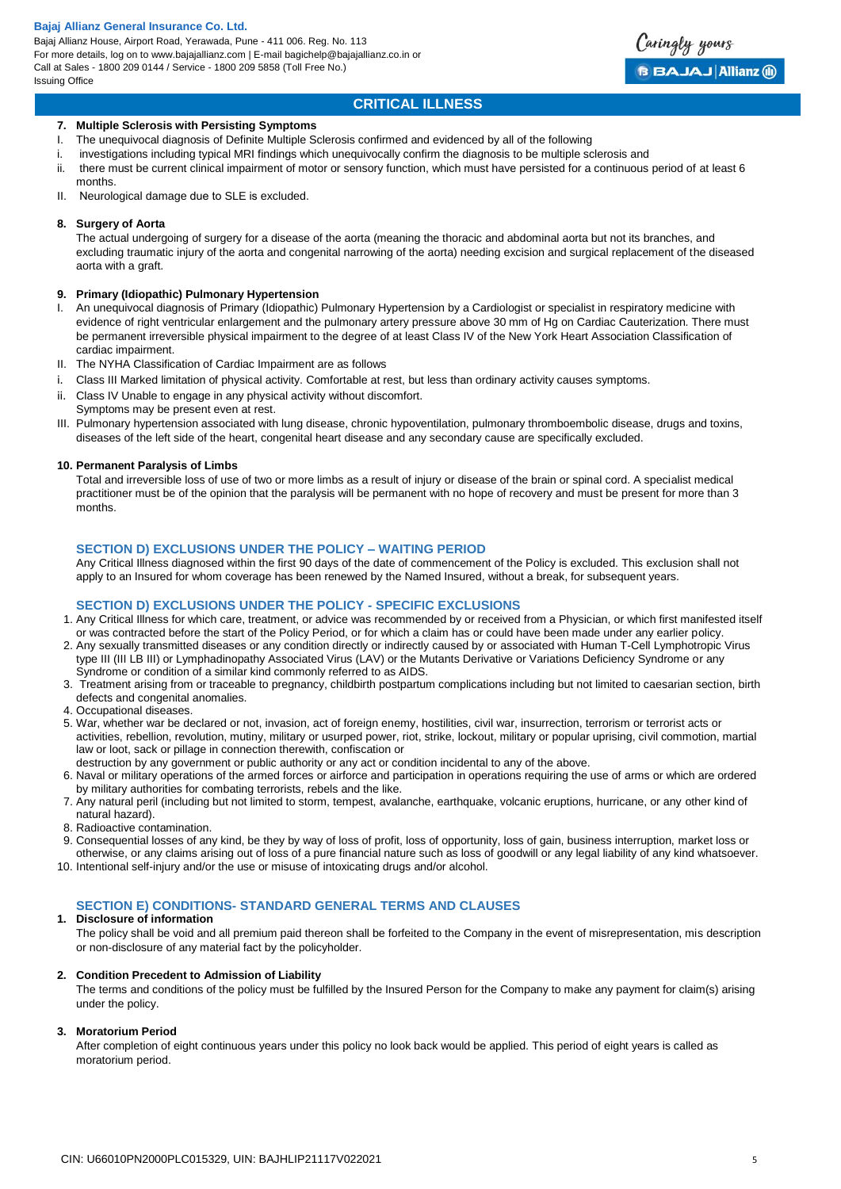## CRITICAL ILLNESS

**7. Multiple Sclerosis with Persisting Symptoms**

I. The unequivocal diagnosis of Definite Multiple Sclerosis confirmed and evidenced by all of the following

i. investigations including typical MRI findings which unequivocally confirm the diagnosis to be multiple sclerosis and

ii. there must be current clinical impairment of motor or sensory function, which must have persisted for a continuous period of at least 6 months.

II. Neurological damage due to SLE is excluded.

**8. Surgery of Aorta**

The actual undergoing of surgery for a disease of the aorta (meaning the thoracic and abdominal aorta but not its branches, and excluding traumatic injury of the aorta and congenital narrowing of the aorta) needing excision and surgical replacement of the diseased aorta with a graft.

**9. Primary (Idiopathic) Pulmonary Hypertension**

I. An unequivocal diagnosis of Primary (Idiopathic) Pulmonary Hypertension by a Cardiologist or specialist in respiratory medicine with evidence of right ventricular enlargement and the pulmonary artery pressure above 30 mm of Hg on Cardiac Cauterization. There must be permanent irreversible physical impairment to the degree of at least Class IV of the New York Heart Association Classification of cardiac impairment.

II. The NYHA Classification of Cardiac Impairment are as follows

i. Class III Marked limitation of physical activity. Comfortable at rest, but less than ordinary activity causes symptoms.

ii. Class IV Unable to engage in any physical activity without discomfort.
Symptoms may be present even at rest.

III. Pulmonary hypertension associated with lung disease, chronic hypoventilation, pulmonary thromboembolic disease, drugs and toxins, diseases of the left side of the heart, congenital heart disease and any secondary cause are specifically excluded.

**10. Permanent Paralysis of Limbs**

Total and irreversible loss of use of two or more limbs as a result of injury or disease of the brain or spinal cord. A specialist medical practitioner must be of the opinion that the paralysis will be permanent with no hope of recovery and must be present for more than 3 months.

### SECTION D) EXCLUSIONS UNDER THE POLICY – WAITING PERIOD

Any Critical Illness diagnosed within the first 90 days of the date of commencement of the Policy is excluded. This exclusion shall not apply to an Insured for whom coverage has been renewed by the Named Insured, without a break, for subsequent years.

### SECTION D) EXCLUSIONS UNDER THE POLICY - SPECIFIC EXCLUSIONS

1. Any Critical Illness for which care, treatment, or advice was recommended by or received from a Physician, or which first manifested itself or was contracted before the start of the Policy Period, or for which a claim has or could have been made under any earlier policy.
2. Any sexually transmitted diseases or any condition directly or indirectly caused by or associated with Human T-Cell Lymphotropic Virus type III (III LB III) or Lymphadinopathy Associated Virus (LAV) or the Mutants Derivative or Variations Deficiency Syndrome or any Syndrome or condition of a similar kind commonly referred to as AIDS.
3. Treatment arising from or traceable to pregnancy, childbirth postpartum complications including but not limited to caesarian section, birth defects and congenital anomalies.
4. Occupational diseases.
5. War, whether war be declared or not, invasion, act of foreign enemy, hostilities, civil war, insurrection, terrorism or terrorist acts or activities, rebellion, revolution, mutiny, military or usurped power, riot, strike, lockout, military or popular uprising, civil commotion, martial law or loot, sack or pillage in connection therewith, confiscation or
destruction by any government or public authority or any act or condition incidental to any of the above.
6. Naval or military operations of the armed forces or airforce and participation in operations requiring the use of arms or which are ordered by military authorities for combating terrorists, rebels and the like.
7. Any natural peril (including but not limited to storm, tempest, avalanche, earthquake, volcanic eruptions, hurricane, or any other kind of natural hazard).
8. Radioactive contamination.
9. Consequential losses of any kind, be they by way of loss of profit, loss of opportunity, loss of gain, business interruption, market loss or otherwise, or any claims arising out of loss of a pure financial nature such as loss of goodwill or any legal liability of any kind whatsoever.
10. Intentional self-injury and/or the use or misuse of intoxicating drugs and/or alcohol.

### SECTION E) CONDITIONS- STANDARD GENERAL TERMS AND CLAUSES

**1. Disclosure of information**

The policy shall be void and all premium paid thereon shall be forfeited to the Company in the event of misrepresentation, mis description or non-disclosure of any material fact by the policyholder.

**2. Condition Precedent to Admission of Liability**

The terms and conditions of the policy must be fulfilled by the Insured Person for the Company to make any payment for claim(s) arising under the policy.

**3. Moratorium Period**

After completion of eight continuous years under this policy no look back would be applied. This period of eight years is called as moratorium period.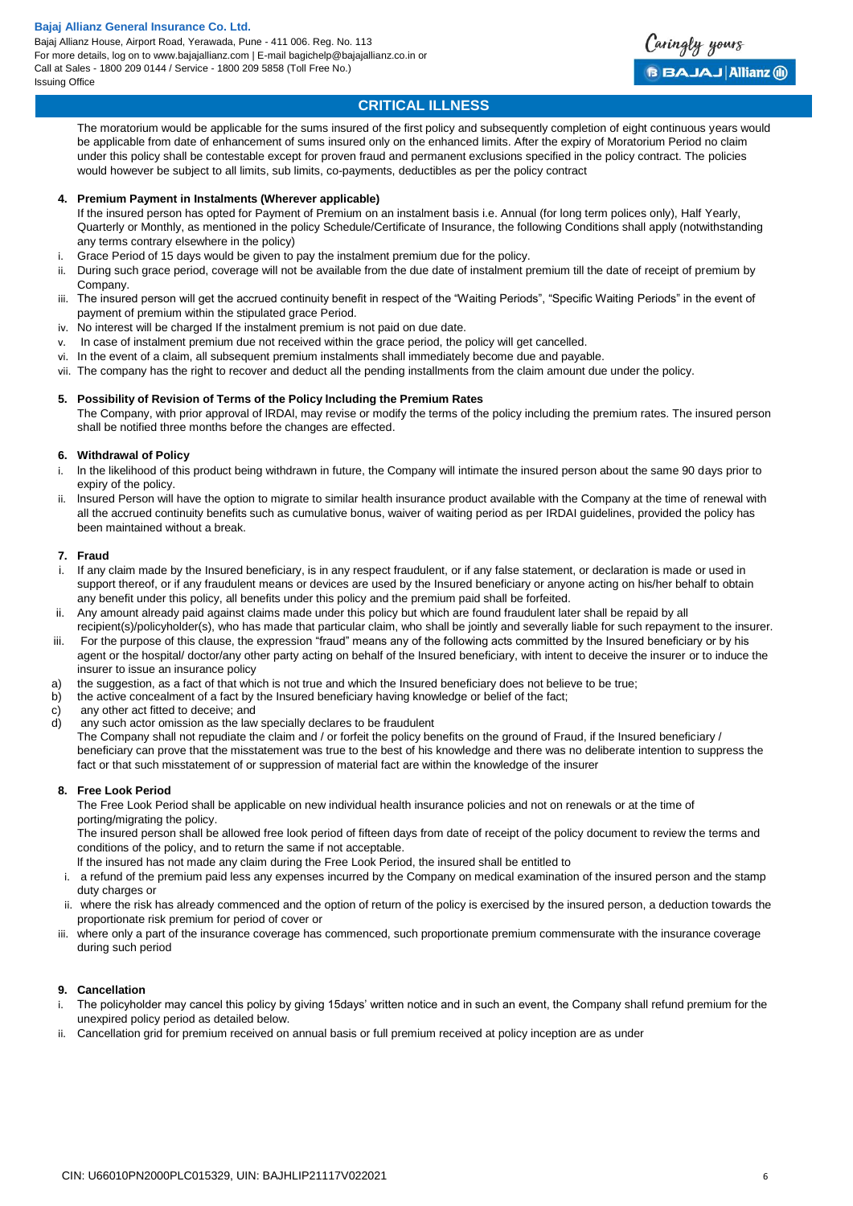The moratorium would be applicable for the sums insured of the first policy and subsequently completion of eight continuous years would be applicable from date of enhancement of sums insured only on the enhanced limits. After the expiry of Moratorium Period no claim under this policy shall be contestable except for proven fraud and permanent exclusions specified in the policy contract. The policies would however be subject to all limits, sub limits, co-payments, deductibles as per the policy contract

**4. Premium Payment in Instalments (Wherever applicable)**

If the insured person has opted for Payment of Premium on an instalment basis i.e. Annual (for long term polices only), Half Yearly, Quarterly or Monthly, as mentioned in the policy Schedule/Certificate of Insurance, the following Conditions shall apply (notwithstanding any terms contrary elsewhere in the policy)

i. Grace Period of 15 days would be given to pay the instalment premium due for the policy.
ii. During such grace period, coverage will not be available from the due date of instalment premium till the date of receipt of premium by Company.
iii. The insured person will get the accrued continuity benefit in respect of the "Waiting Periods", "Specific Waiting Periods" in the event of payment of premium within the stipulated grace Period.
iv. No interest will be charged If the instalment premium is not paid on due date.
v. In case of instalment premium due not received within the grace period, the policy will get cancelled.
vi. In the event of a claim, all subsequent premium instalments shall immediately become due and payable.
vii. The company has the right to recover and deduct all the pending installments from the claim amount due under the policy.

**5. Possibility of Revision of Terms of the Policy Including the Premium Rates**

The Company, with prior approval of IRDAI, may revise or modify the terms of the policy including the premium rates. The insured person shall be notified three months before the changes are effected.

**6. Withdrawal of Policy**

i. In the likelihood of this product being withdrawn in future, the Company will intimate the insured person about the same 90 days prior to expiry of the policy.
ii. Insured Person will have the option to migrate to similar health insurance product available with the Company at the time of renewal with all the accrued continuity benefits such as cumulative bonus, waiver of waiting period as per IRDAI guidelines, provided the policy has been maintained without a break.

**7. Fraud**

i. If any claim made by the Insured beneficiary, is in any respect fraudulent, or if any false statement, or declaration is made or used in support thereof, or if any fraudulent means or devices are used by the Insured beneficiary or anyone acting on his/her behalf to obtain any benefit under this policy, all benefits under this policy and the premium paid shall be forfeited.
ii. Any amount already paid against claims made under this policy but which are found fraudulent later shall be repaid by all recipient(s)/policyholder(s), who has made that particular claim, who shall be jointly and severally liable for such repayment to the insurer.
iii. For the purpose of this clause, the expression "fraud" means any of the following acts committed by the Insured beneficiary or by his agent or the hospital/ doctor/any other party acting on behalf of the Insured beneficiary, with intent to deceive the insurer or to induce the insurer to issue an insurance policy

a) the suggestion, as a fact of that which is not true and which the Insured beneficiary does not believe to be true;
b) the active concealment of a fact by the Insured beneficiary having knowledge or belief of the fact;
c) any other act fitted to deceive; and
d) any such actor omission as the law specially declares to be fraudulent

The Company shall not repudiate the claim and / or forfeit the policy benefits on the ground of Fraud, if the Insured beneficiary / beneficiary can prove that the misstatement was true to the best of his knowledge and there was no deliberate intention to suppress the fact or that such misstatement of or suppression of material fact are within the knowledge of the insurer

**8. Free Look Period**

The Free Look Period shall be applicable on new individual health insurance policies and not on renewals or at the time of porting/migrating the policy.

The insured person shall be allowed free look period of fifteen days from date of receipt of the policy document to review the terms and conditions of the policy, and to return the same if not acceptable.

If the insured has not made any claim during the Free Look Period, the insured shall be entitled to

i. a refund of the premium paid less any expenses incurred by the Company on medical examination of the insured person and the stamp duty charges or
ii. where the risk has already commenced and the option of return of the policy is exercised by the insured person, a deduction towards the proportionate risk premium for period of cover or
iii. where only a part of the insurance coverage has commenced, such proportionate premium commensurate with the insurance coverage during such period

**9. Cancellation**

i. The policyholder may cancel this policy by giving 15days' written notice and in such an event, the Company shall refund premium for the unexpired policy period as detailed below.
ii. Cancellation grid for premium received on annual basis or full premium received at policy inception are as under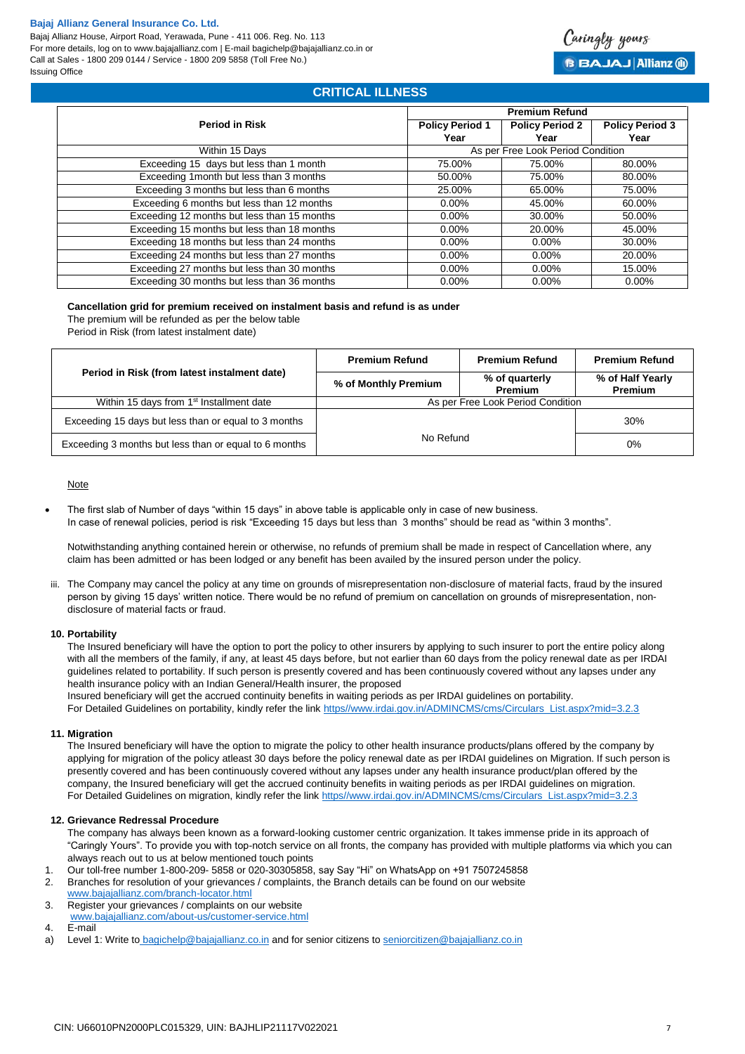## CRITICAL ILLNESS

| Period in Risk | Premium Refund | | |
|---|---|---|---|
| | Policy Period 1 Year | Policy Period 2 Year | Policy Period 3 Year |
| Within 15 Days | As per Free Look Period Condition | | |
| Exceeding 15 days but less than 1 month | 75.00% | 75.00% | 80.00% |
| Exceeding 1month but less than 3 months | 50.00% | 75.00% | 80.00% |
| Exceeding 3 months but less than 6 months | 25.00% | 65.00% | 75.00% |
| Exceeding 6 months but less than 12 months | 0.00% | 45.00% | 60.00% |
| Exceeding 12 months but less than 15 months | 0.00% | 30.00% | 50.00% |
| Exceeding 15 months but less than 18 months | 0.00% | 20.00% | 45.00% |
| Exceeding 18 months but less than 24 months | 0.00% | 0.00% | 30.00% |
| Exceeding 24 months but less than 27 months | 0.00% | 0.00% | 20.00% |
| Exceeding 27 months but less than 30 months | 0.00% | 0.00% | 15.00% |
| Exceeding 30 months but less than 36 months | 0.00% | 0.00% | 0.00% |

**Cancellation grid for premium received on instalment basis and refund is as under**

The premium will be refunded as per the below table

Period in Risk (from latest instalment date)

| Period in Risk (from latest instalment date) | Premium Refund | Premium Refund | Premium Refund |
|---|---|---|---|
| | % of Monthly Premium | % of quarterly Premium | % of Half Yearly Premium |
| Within 15 days from 1st Installment date | As per Free Look Period Condition | | |
| Exceeding 15 days but less than or equal to 3 months | No Refund | | 30% |
| Exceeding 3 months but less than or equal to 6 months | | | 0% |

Note

- The first slab of Number of days "within 15 days" in above table is applicable only in case of new business. In case of renewal policies, period is risk "Exceeding 15 days but less than 3 months" should be read as "within 3 months".

  Notwithstanding anything contained herein or otherwise, no refunds of premium shall be made in respect of Cancellation where, any claim has been admitted or has been lodged or any benefit has been availed by the insured person under the policy.

iii. The Company may cancel the policy at any time on grounds of misrepresentation non-disclosure of material facts, fraud by the insured person by giving 15 days' written notice. There would be no refund of premium on cancellation on grounds of misrepresentation, non-disclosure of material facts or fraud.

**10. Portability**

The Insured beneficiary will have the option to port the policy to other insurers by applying to such insurer to port the entire policy along with all the members of the family, if any, at least 45 days before, but not earlier than 60 days from the policy renewal date as per IRDAI guidelines related to portability. If such person is presently covered and has been continuously covered without any lapses under any health insurance policy with an Indian General/Health insurer, the proposed

Insured beneficiary will get the accrued continuity benefits in waiting periods as per IRDAI guidelines on portability.

For Detailed Guidelines on portability, kindly refer the link https//www.irdai.gov.in/ADMINCMS/cms/Circulars_List.aspx?mid=3.2.3

**11. Migration**

The Insured beneficiary will have the option to migrate the policy to other health insurance products/plans offered by the company by applying for migration of the policy atleast 30 days before the policy renewal date as per IRDAI guidelines on Migration. If such person is presently covered and has been continuously covered without any lapses under any health insurance product/plan offered by the company, the Insured beneficiary will get the accrued continuity benefits in waiting periods as per IRDAI guidelines on migration.

For Detailed Guidelines on migration, kindly refer the link https//www.irdai.gov.in/ADMINCMS/cms/Circulars_List.aspx?mid=3.2.3

**12. Grievance Redressal Procedure**

The company has always been known as a forward-looking customer centric organization. It takes immense pride in its approach of "Caringly Yours". To provide you with top-notch service on all fronts, the company has provided with multiple platforms via which you can always reach out to us at below mentioned touch points

1. Our toll-free number 1-800-209- 5858 or 020-30305858, say Say "Hi" on WhatsApp on +91 7507245858
2. Branches for resolution of your grievances / complaints, the Branch details can be found on our website www.bajajallianz.com/branch-locator.html
3. Register your grievances / complaints on our website www.bajajallianz.com/about-us/customer-service.html
4. E-mail

a) Level 1: Write to bagichelp@bajajallianz.co.in and for senior citizens to seniorcitizen@bajajallianz.co.in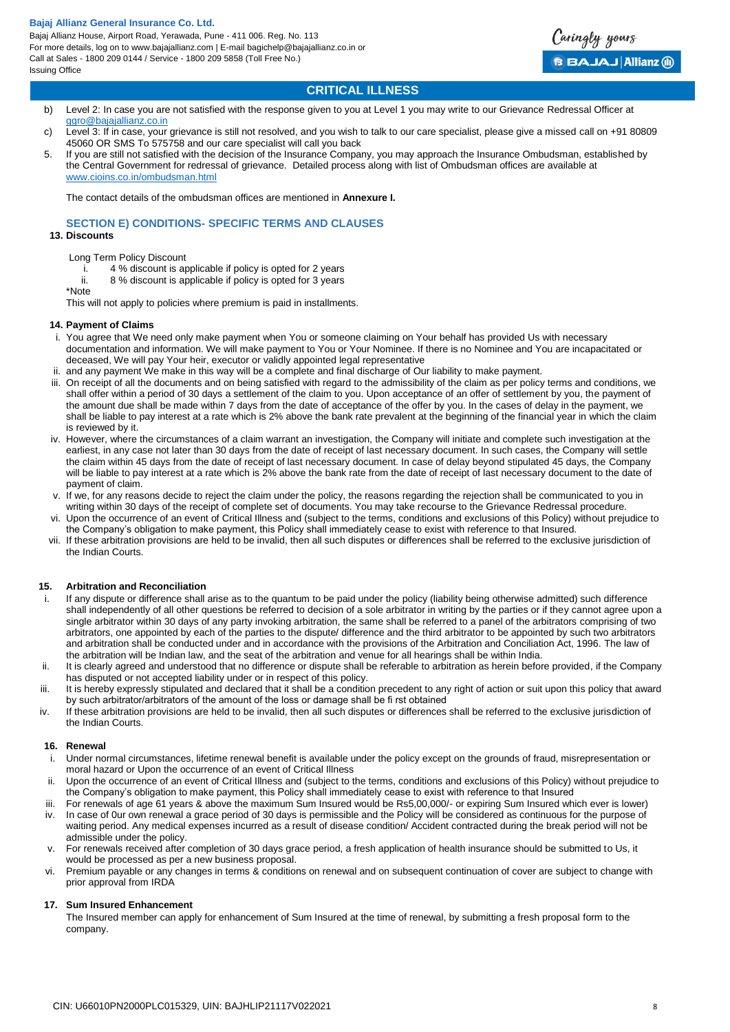b) Level 2: In case you are not satisfied with the response given to you at Level 1 you may write to our Grievance Redressal Officer at ggro@bajajallianz.co.in
c) Level 3: If in case, your grievance is still not resolved, and you wish to talk to our care specialist, please give a missed call on +91 80809 45060 OR SMS To 575758 and our care specialist will call you back

5. If you are still not satisfied with the decision of the Insurance Company, you may approach the Insurance Ombudsman, established by the Central Government for redressal of grievance. Detailed process along with list of Ombudsman offices are available at www.cioins.co.in/ombudsman.html

The contact details of the ombudsman offices are mentioned in **Annexure I.**

## SECTION E) CONDITIONS- SPECIFIC TERMS AND CLAUSES

### 13. Discounts

Long Term Policy Discount

i. 4 % discount is applicable if policy is opted for 2 years
ii. 8 % discount is applicable if policy is opted for 3 years

*Note

This will not apply to policies where premium is paid in installments.

### 14. Payment of Claims

i. You agree that We need only make payment when You or someone claiming on Your behalf has provided Us with necessary documentation and information. We will make payment to You or Your Nominee. If there is no Nominee and You are incapacitated or deceased, We will pay Your heir, executor or validly appointed legal representative
ii. and any payment We make in this way will be a complete and final discharge of Our liability to make payment.
iii. On receipt of all the documents and on being satisfied with regard to the admissibility of the claim as per policy terms and conditions, we shall offer within a period of 30 days a settlement of the claim to you. Upon acceptance of an offer of settlement by you, the payment of the amount due shall be made within 7 days from the date of acceptance of the offer by you. In the cases of delay in the payment, we shall be liable to pay interest at a rate which is 2% above the bank rate prevalent at the beginning of the financial year in which the claim is reviewed by it.
iv. However, where the circumstances of a claim warrant an investigation, the Company will initiate and complete such investigation at the earliest, in any case not later than 30 days from the date of receipt of last necessary document. In such cases, the Company will settle the claim within 45 days from the date of receipt of last necessary document. In case of delay beyond stipulated 45 days, the Company will be liable to pay interest at a rate which is 2% above the bank rate from the date of receipt of last necessary document to the date of payment of claim.
v. If we, for any reasons decide to reject the claim under the policy, the reasons regarding the rejection shall be communicated to you in writing within 30 days of the receipt of complete set of documents. You may take recourse to the Grievance Redressal procedure.
vi. Upon the occurrence of an event of Critical Illness and (subject to the terms, conditions and exclusions of this Policy) without prejudice to the Company's obligation to make payment, this Policy shall immediately cease to exist with reference to that Insured.
vii. If these arbitration provisions are held to be invalid, then all such disputes or differences shall be referred to the exclusive jurisdiction of the Indian Courts.

### 15. Arbitration and Reconciliation

i. If any dispute or difference shall arise as to the quantum to be paid under the policy (liability being otherwise admitted) such difference shall independently of all other questions be referred to decision of a sole arbitrator in writing by the parties or if they cannot agree upon a single arbitrator within 30 days of any party invoking arbitration, the same shall be referred to a panel of the arbitrators comprising of two arbitrators, one appointed by each of the parties to the dispute/ difference and the third arbitrator to be appointed by such two arbitrators and arbitration shall be conducted under and in accordance with the provisions of the Arbitration and Conciliation Act, 1996. The law of the arbitration will be Indian law, and the seat of the arbitration and venue for all hearings shall be within India.
ii. It is clearly agreed and understood that no difference or dispute shall be referable to arbitration as herein before provided, if the Company has disputed or not accepted liability under or in respect of this policy.
iii. It is hereby expressly stipulated and declared that it shall be a condition precedent to any right of action or suit upon this policy that award by such arbitrator/arbitrators of the amount of the loss or damage shall be fi rst obtained
iv. If these arbitration provisions are held to be invalid, then all such disputes or differences shall be referred to the exclusive jurisdiction of the Indian Courts.

### 16. Renewal

i. Under normal circumstances, lifetime renewal benefit is available under the policy except on the grounds of fraud, misrepresentation or moral hazard or Upon the occurrence of an event of Critical Illness
ii. Upon the occurrence of an event of Critical Illness and (subject to the terms, conditions and exclusions of this Policy) without prejudice to the Company's obligation to make payment, this Policy shall immediately cease to exist with reference to that Insured
iii. For renewals of age 61 years & above the maximum Sum Insured would be Rs5,00,000/- or expiring Sum Insured which ever is lower)
iv. In case of 0ur own renewal a grace period of 30 days is permissible and the Policy will be considered as continuous for the purpose of waiting period. Any medical expenses incurred as a result of disease condition/ Accident contracted during the break period will not be admissible under the policy.
v. For renewals received after completion of 30 days grace period, a fresh application of health insurance should be submitted to Us, it would be processed as per a new business proposal.
vi. Premium payable or any changes in terms & conditions on renewal and on subsequent continuation of cover are subject to change with prior approval from IRDA

### 17. Sum Insured Enhancement

The Insured member can apply for enhancement of Sum Insured at the time of renewal, by submitting a fresh proposal form to the company.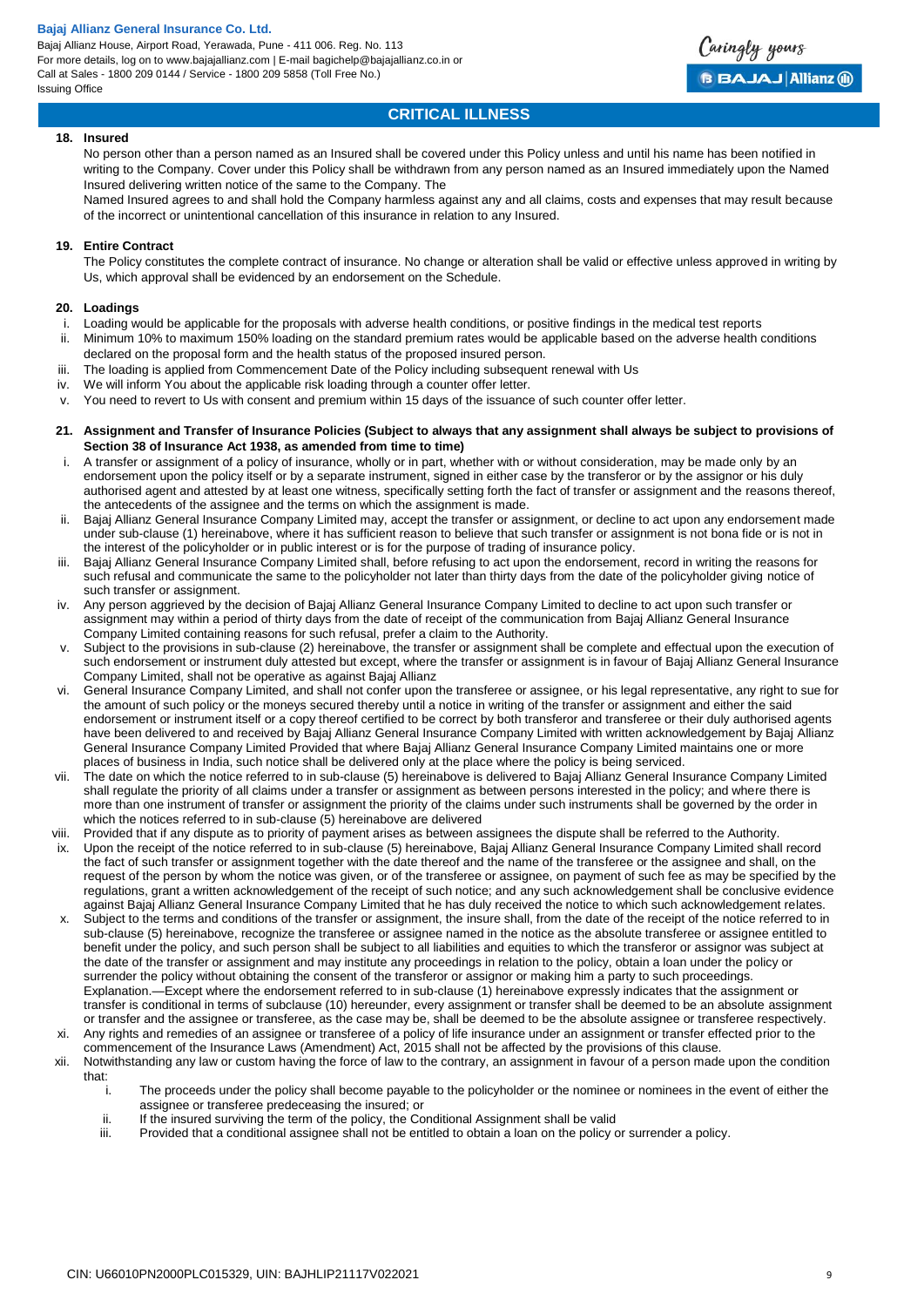## CRITICAL ILLNESS

### 18. Insured

No person other than a person named as an Insured shall be covered under this Policy unless and until his name has been notified in writing to the Company. Cover under this Policy shall be withdrawn from any person named as an Insured immediately upon the Named Insured delivering written notice of the same to the Company. The

Named Insured agrees to and shall hold the Company harmless against any and all claims, costs and expenses that may result because of the incorrect or unintentional cancellation of this insurance in relation to any Insured.

### 19. Entire Contract

The Policy constitutes the complete contract of insurance. No change or alteration shall be valid or effective unless approved in writing by Us, which approval shall be evidenced by an endorsement on the Schedule.

### 20. Loadings

i. Loading would be applicable for the proposals with adverse health conditions, or positive findings in the medical test reports
ii. Minimum 10% to maximum 150% loading on the standard premium rates would be applicable based on the adverse health conditions declared on the proposal form and the health status of the proposed insured person.
iii. The loading is applied from Commencement Date of the Policy including subsequent renewal with Us
iv. We will inform You about the applicable risk loading through a counter offer letter.
v. You need to revert to Us with consent and premium within 15 days of the issuance of such counter offer letter.

### 21. Assignment and Transfer of Insurance Policies (Subject to always that any assignment shall always be subject to provisions of Section 38 of Insurance Act 1938, as amended from time to time)

i. A transfer or assignment of a policy of insurance, wholly or in part, whether with or without consideration, may be made only by an endorsement upon the policy itself or by a separate instrument, signed in either case by the transferor or by the assignor or his duly authorised agent and attested by at least one witness, specifically setting forth the fact of transfer or assignment and the reasons thereof, the antecedents of the assignee and the terms on which the assignment is made.
ii. Bajaj Allianz General Insurance Company Limited may, accept the transfer or assignment, or decline to act upon any endorsement made under sub-clause (1) hereinabove, where it has sufficient reason to believe that such transfer or assignment is not bona fide or is not in the interest of the policyholder or in public interest or is for the purpose of trading of insurance policy.
iii. Bajaj Allianz General Insurance Company Limited shall, before refusing to act upon the endorsement, record in writing the reasons for such refusal and communicate the same to the policyholder not later than thirty days from the date of the policyholder giving notice of such transfer or assignment.
iv. Any person aggrieved by the decision of Bajaj Allianz General Insurance Company Limited to decline to act upon such transfer or assignment may within a period of thirty days from the date of receipt of the communication from Bajaj Allianz General Insurance Company Limited containing reasons for such refusal, prefer a claim to the Authority.
v. Subject to the provisions in sub-clause (2) hereinabove, the transfer or assignment shall be complete and effectual upon the execution of such endorsement or instrument duly attested but except, where the transfer or assignment is in favour of Bajaj Allianz General Insurance Company Limited, shall not be operative as against Bajaj Allianz
vi. General Insurance Company Limited, and shall not confer upon the transferee or assignee, or his legal representative, any right to sue for the amount of such policy or the moneys secured thereby until a notice in writing of the transfer or assignment and either the said endorsement or instrument itself or a copy thereof certified to be correct by both transferor and transferee or their duly authorised agents have been delivered to and received by Bajaj Allianz General Insurance Company Limited with written acknowledgement by Bajaj Allianz General Insurance Company Limited Provided that where Bajaj Allianz General Insurance Company Limited maintains one or more places of business in India, such notice shall be delivered only at the place where the policy is being serviced.
vii. The date on which the notice referred to in sub-clause (5) hereinabove is delivered to Bajaj Allianz General Insurance Company Limited shall regulate the priority of all claims under a transfer or assignment as between persons interested in the policy; and where there is more than one instrument of transfer or assignment the priority of the claims under such instruments shall be governed by the order in which the notices referred to in sub-clause (5) hereinabove are delivered
viii. Provided that if any dispute as to priority of payment arises as between assignees the dispute shall be referred to the Authority.
ix. Upon the receipt of the notice referred to in sub-clause (5) hereinabove, Bajaj Allianz General Insurance Company Limited shall record the fact of such transfer or assignment together with the date thereof and the name of the transferee or the assignee and shall, on the request of the person by whom the notice was given, or of the transferee or assignee, on payment of such fee as may be specified by the regulations, grant a written acknowledgement of the receipt of such notice; and any such acknowledgement shall be conclusive evidence against Bajaj Allianz General Insurance Company Limited that he has duly received the notice to which such acknowledgement relates.
x. Subject to the terms and conditions of the transfer or assignment, the insure shall, from the date of the receipt of the notice referred to in sub-clause (5) hereinabove, recognize the transferee or assignee named in the notice as the absolute transferee or assignee entitled to benefit under the policy, and such person shall be subject to all liabilities and equities to which the transferor or assignor was subject at the date of the transfer or assignment and may institute any proceedings in relation to the policy, obtain a loan under the policy or surrender the policy without obtaining the consent of the transferor or assignor or making him a party to such proceedings.
Explanation.—Except where the endorsement referred to in sub-clause (1) hereinabove expressly indicates that the assignment or transfer is conditional in terms of subclause (10) hereunder, every assignment or transfer shall be deemed to be an absolute assignment or transfer and the assignee or transferee, as the case may be, shall be deemed to be the absolute assignee or transferee respectively.
xi. Any rights and remedies of an assignee or transferee of a policy of life insurance under an assignment or transfer effected prior to the commencement of the Insurance Laws (Amendment) Act, 2015 shall not be affected by the provisions of this clause.
xii. Notwithstanding any law or custom having the force of law to the contrary, an assignment in favour of a person made upon the condition that:
    i. The proceeds under the policy shall become payable to the policyholder or the nominee or nominees in the event of either the assignee or transferee predeceasing the insured; or
    ii. If the insured surviving the term of the policy, the Conditional Assignment shall be valid
    iii. Provided that a conditional assignee shall not be entitled to obtain a loan on the policy or surrender a policy.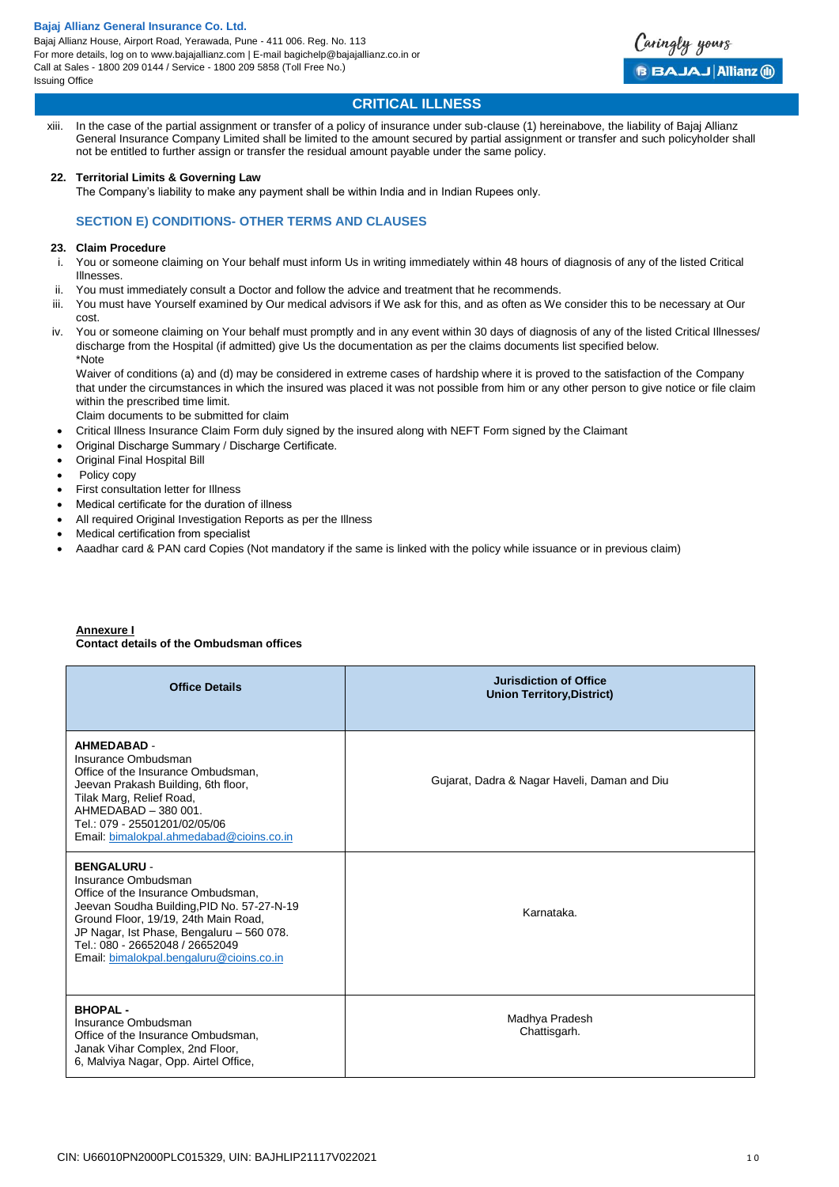## CRITICAL ILLNESS

xiii. In the case of the partial assignment or transfer of a policy of insurance under sub-clause (1) hereinabove, the liability of Bajaj Allianz General Insurance Company Limited shall be limited to the amount secured by partial assignment or transfer and such policyholder shall not be entitled to further assign or transfer the residual amount payable under the same policy.

**22. Territorial Limits & Governing Law**

The Company's liability to make any payment shall be within India and in Indian Rupees only.

### SECTION E) CONDITIONS- OTHER TERMS AND CLAUSES

**23. Claim Procedure**

i. You or someone claiming on Your behalf must inform Us in writing immediately within 48 hours of diagnosis of any of the listed Critical Illnesses.
ii. You must immediately consult a Doctor and follow the advice and treatment that he recommends.
iii. You must have Yourself examined by Our medical advisors if We ask for this, and as often as We consider this to be necessary at Our cost.
iv. You or someone claiming on Your behalf must promptly and in any event within 30 days of diagnosis of any of the listed Critical Illnesses/ discharge from the Hospital (if admitted) give Us the documentation as per the claims documents list specified below.

*Note

Waiver of conditions (a) and (d) may be considered in extreme cases of hardship where it is proved to the satisfaction of the Company that under the circumstances in which the insured was placed it was not possible from him or any other person to give notice or file claim within the prescribed time limit.

Claim documents to be submitted for claim

- Critical Illness Insurance Claim Form duly signed by the insured along with NEFT Form signed by the Claimant
- Original Discharge Summary / Discharge Certificate.
- Original Final Hospital Bill
- Policy copy
- First consultation letter for Illness
- Medical certificate for the duration of illness
- All required Original Investigation Reports as per the Illness
- Medical certification from specialist
- Aaadhar card & PAN card Copies (Not mandatory if the same is linked with the policy while issuance or in previous claim)

**Annexure I**

**Contact details of the Ombudsman offices**

| Office Details | Jurisdiction of Office Union Territory,District) |
|---|---|
| **AHMEDABAD** - Insurance Ombudsman Office of the Insurance Ombudsman, Jeevan Prakash Building, 6th floor, Tilak Marg, Relief Road, AHMEDABAD – 380 001. Tel.: 079 - 25501201/02/05/06 Email: bimalokpal.ahmedabad@cioins.co.in | Gujarat, Dadra & Nagar Haveli, Daman and Diu |
| **BENGALURU** - Insurance Ombudsman Office of the Insurance Ombudsman, Jeevan Soudha Building,PID No. 57-27-N-19 Ground Floor, 19/19, 24th Main Road, JP Nagar, Ist Phase, Bengaluru – 560 078. Tel.: 080 - 26652048 / 26652049 Email: bimalokpal.bengaluru@cioins.co.in | Karnataka. |
| **BHOPAL** - Insurance Ombudsman Office of the Insurance Ombudsman, Janak Vihar Complex, 2nd Floor, 6, Malviya Nagar, Opp. Airtel Office, | Madhya Pradesh Chattisgarh. |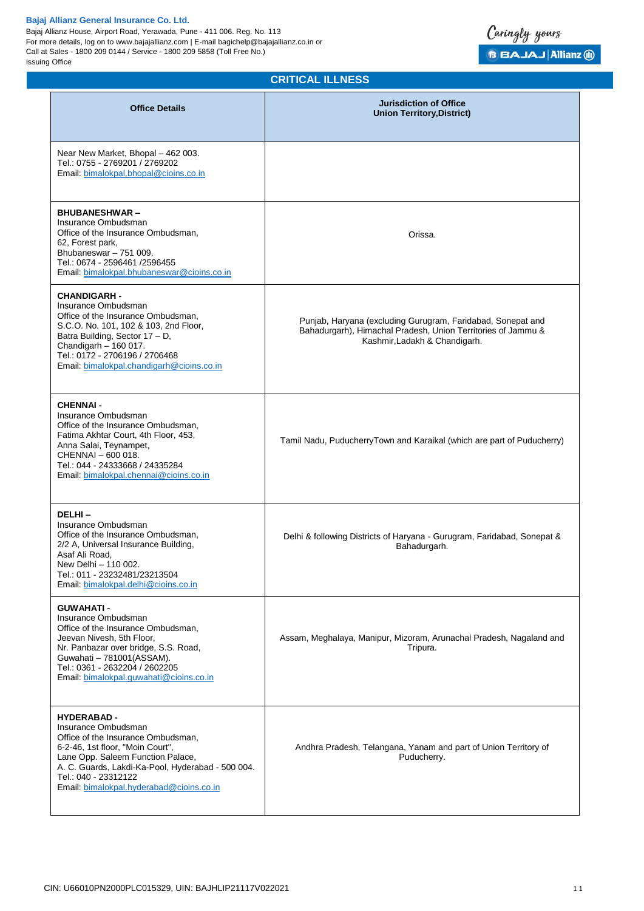## CRITICAL ILLNESS

| Office Details | Jurisdiction of Office Union Territory,District) |
|---|---|
| Near New Market, Bhopal – 462 003.<br>Tel.: 0755 - 2769201 / 2769202<br>Email: bimalokpal.bhopal@cioins.co.in | |
| **BHUBANESHWAR –**<br>Insurance Ombudsman<br>Office of the Insurance Ombudsman,<br>62, Forest park,<br>Bhubaneswar – 751 009.<br>Tel.: 0674 - 2596461 /2596455<br>Email: bimalokpal.bhubaneswar@cioins.co.in | Orissa. |
| **CHANDIGARH -**<br>Insurance Ombudsman<br>Office of the Insurance Ombudsman,<br>S.C.O. No. 101, 102 & 103, 2nd Floor,<br>Batra Building, Sector 17 – D,<br>Chandigarh – 160 017.<br>Tel.: 0172 - 2706196 / 2706468<br>Email: bimalokpal.chandigarh@cioins.co.in | Punjab, Haryana (excluding Gurugram, Faridabad, Sonepat and Bahadurgarh), Himachal Pradesh, Union Territories of Jammu & Kashmir,Ladakh & Chandigarh. |
| **CHENNAI -**<br>Insurance Ombudsman<br>Office of the Insurance Ombudsman,<br>Fatima Akhtar Court, 4th Floor, 453,<br>Anna Salai, Teynampet,<br>CHENNAI – 600 018.<br>Tel.: 044 - 24333668 / 24335284<br>Email: bimalokpal.chennai@cioins.co.in | Tamil Nadu, PuducherryTown and Karaikal (which are part of Puducherry) |
| **DELHI –**<br>Insurance Ombudsman<br>Office of the Insurance Ombudsman,<br>2/2 A, Universal Insurance Building,<br>Asaf Ali Road,<br>New Delhi – 110 002.<br>Tel.: 011 - 23232481/23213504<br>Email: bimalokpal.delhi@cioins.co.in | Delhi & following Districts of Haryana - Gurugram, Faridabad, Sonepat & Bahadurgarh. |
| **GUWAHATI -**<br>Insurance Ombudsman<br>Office of the Insurance Ombudsman,<br>Jeevan Nivesh, 5th Floor,<br>Nr. Panbazar over bridge, S.S. Road,<br>Guwahati – 781001(ASSAM).<br>Tel.: 0361 - 2632204 / 2602205<br>Email: bimalokpal.guwahati@cioins.co.in | Assam, Meghalaya, Manipur, Mizoram, Arunachal Pradesh, Nagaland and Tripura. |
| **HYDERABAD -**<br>Insurance Ombudsman<br>Office of the Insurance Ombudsman,<br>6-2-46, 1st floor, "Moin Court",<br>Lane Opp. Saleem Function Palace,<br>A. C. Guards, Lakdi-Ka-Pool, Hyderabad - 500 004.<br>Tel.: 040 - 23312122<br>Email: bimalokpal.hyderabad@cioins.co.in | Andhra Pradesh, Telangana, Yanam and part of Union Territory of Puducherry. |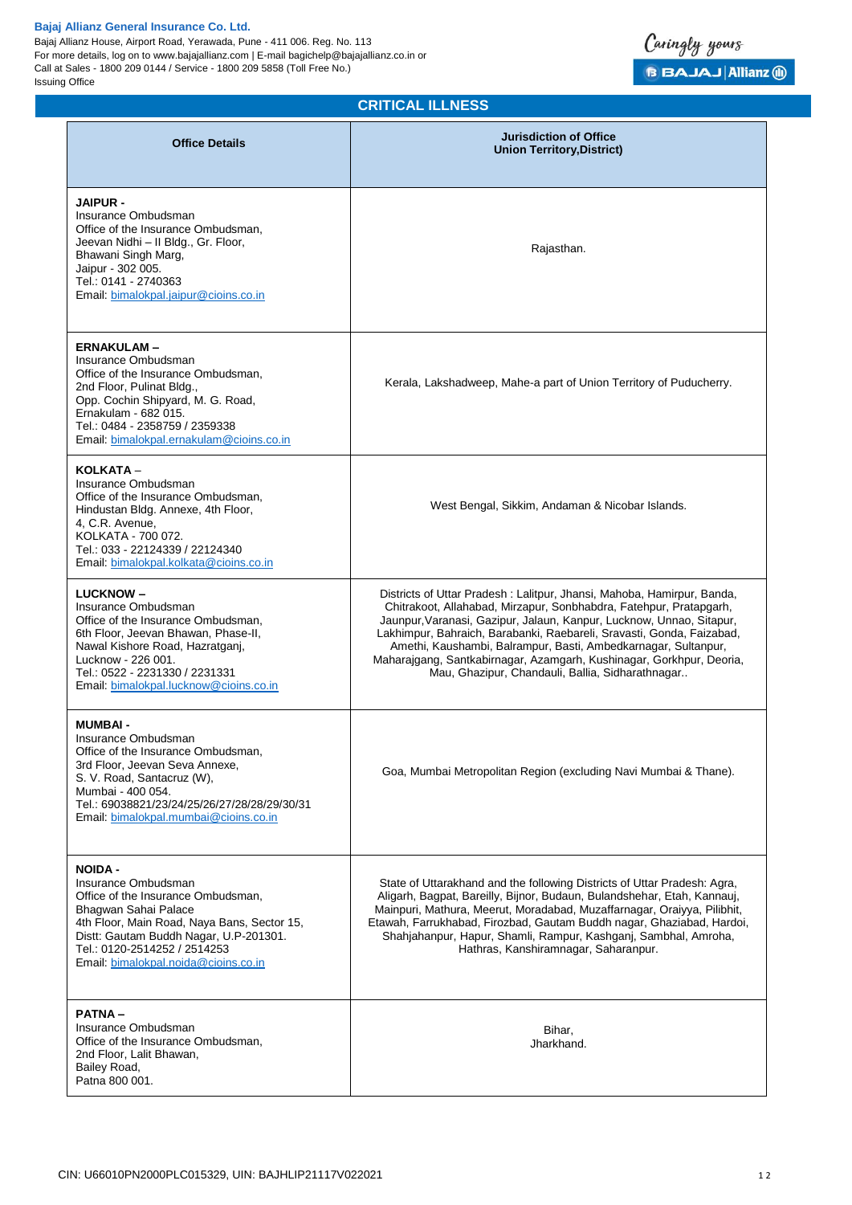## CRITICAL ILLNESS

| Office Details | Jurisdiction of Office Union Territory,District) |
|---|---|
| **JAIPUR -** Insurance Ombudsman Office of the Insurance Ombudsman, Jeevan Nidhi – II Bldg., Gr. Floor, Bhawani Singh Marg, Jaipur - 302 005. Tel.: 0141 - 2740363 Email: bimalokpal.jaipur@cioins.co.in | Rajasthan. |
| **ERNAKULAM –** Insurance Ombudsman Office of the Insurance Ombudsman, 2nd Floor, Pulinat Bldg., Opp. Cochin Shipyard, M. G. Road, Ernakulam - 682 015. Tel.: 0484 - 2358759 / 2359338 Email: bimalokpal.ernakulam@cioins.co.in | Kerala, Lakshadweep, Mahe-a part of Union Territory of Puducherry. |
| **KOLKATA** – Insurance Ombudsman Office of the Insurance Ombudsman, Hindustan Bldg. Annexe, 4th Floor, 4, C.R. Avenue, KOLKATA - 700 072. Tel.: 033 - 22124339 / 22124340 Email: bimalokpal.kolkata@cioins.co.in | West Bengal, Sikkim, Andaman & Nicobar Islands. |
| **LUCKNOW –** Insurance Ombudsman Office of the Insurance Ombudsman, 6th Floor, Jeevan Bhawan, Phase-II, Nawal Kishore Road, Hazratganj, Lucknow - 226 001. Tel.: 0522 - 2231330 / 2231331 Email: bimalokpal.lucknow@cioins.co.in | Districts of Uttar Pradesh : Lalitpur, Jhansi, Mahoba, Hamirpur, Banda, Chitrakoot, Allahabad, Mirzapur, Sonbhabdra, Fatehpur, Pratapgarh, Jaunpur,Varanasi, Gazipur, Jalaun, Kanpur, Lucknow, Unnao, Sitapur, Lakhimpur, Bahraich, Barabanki, Raebareli, Sravasti, Gonda, Faizabad, Amethi, Kaushambi, Balrampur, Basti, Ambedkarnagar, Sultanpur, Maharajgang, Santkabirnagar, Azamgarh, Kushinagar, Gorkhpur, Deoria, Mau, Ghazipur, Chandauli, Ballia, Sidharathnagar.. |
| **MUMBAI -** Insurance Ombudsman Office of the Insurance Ombudsman, 3rd Floor, Jeevan Seva Annexe, S. V. Road, Santacruz (W), Mumbai - 400 054. Tel.: 69038821/23/24/25/26/27/28/28/29/30/31 Email: bimalokpal.mumbai@cioins.co.in | Goa, Mumbai Metropolitan Region (excluding Navi Mumbai & Thane). |
| **NOIDA -** Insurance Ombudsman Office of the Insurance Ombudsman, Bhagwan Sahai Palace 4th Floor, Main Road, Naya Bans, Sector 15, Distt: Gautam Buddh Nagar, U.P-201301. Tel.: 0120-2514252 / 2514253 Email: bimalokpal.noida@cioins.co.in | State of Uttarakhand and the following Districts of Uttar Pradesh: Agra, Aligarh, Bagpat, Bareilly, Bijnor, Budaun, Bulandshehar, Etah, Kannauj, Mainpuri, Mathura, Meerut, Moradabad, Muzaffarnagar, Oraiyya, Pilibhit, Etawah, Farrukhabad, Firozbad, Gautam Buddh nagar, Ghaziabad, Hardoi, Shahjahanpur, Hapur, Shamli, Rampur, Kashganj, Sambhal, Amroha, Hathras, Kanshiramnagar, Saharanpur. |
| **PATNA –** Insurance Ombudsman Office of the Insurance Ombudsman, 2nd Floor, Lalit Bhawan, Bailey Road, Patna 800 001. | Bihar, Jharkhand. |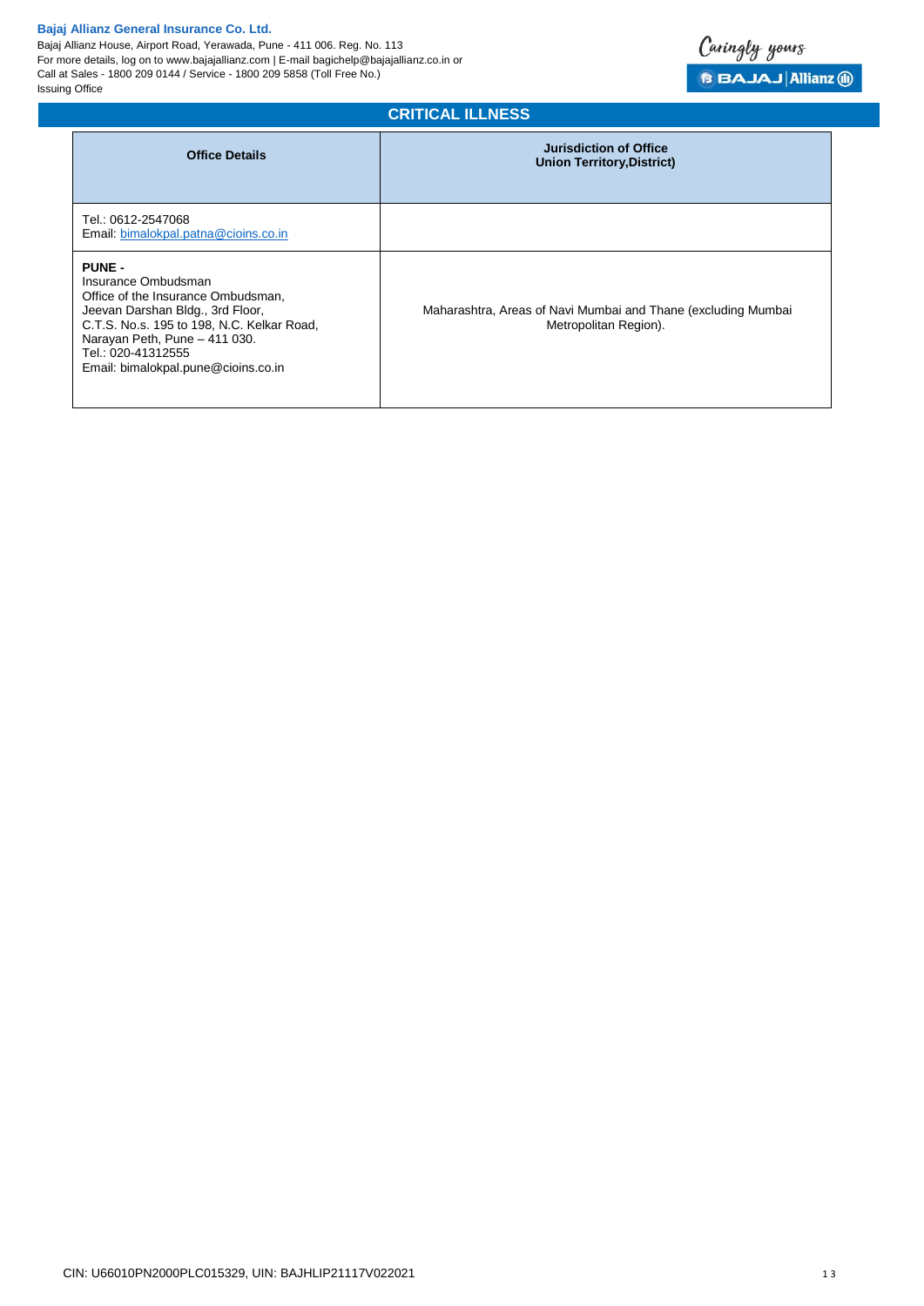## CRITICAL ILLNESS

| Office Details | Jurisdiction of Office Union Territory,District) |
|---|---|
| Tel.: 0612-2547068<br>Email: bimalokpal.patna@cioins.co.in | |
| **PUNE -**<br>Insurance Ombudsman<br>Office of the Insurance Ombudsman,<br>Jeevan Darshan Bldg., 3rd Floor,<br>C.T.S. No.s. 195 to 198, N.C. Kelkar Road,<br>Narayan Peth, Pune – 411 030.<br>Tel.: 020-41312555<br>Email: bimalokpal.pune@cioins.co.in | Maharashtra, Areas of Navi Mumbai and Thane (excluding Mumbai Metropolitan Region). |